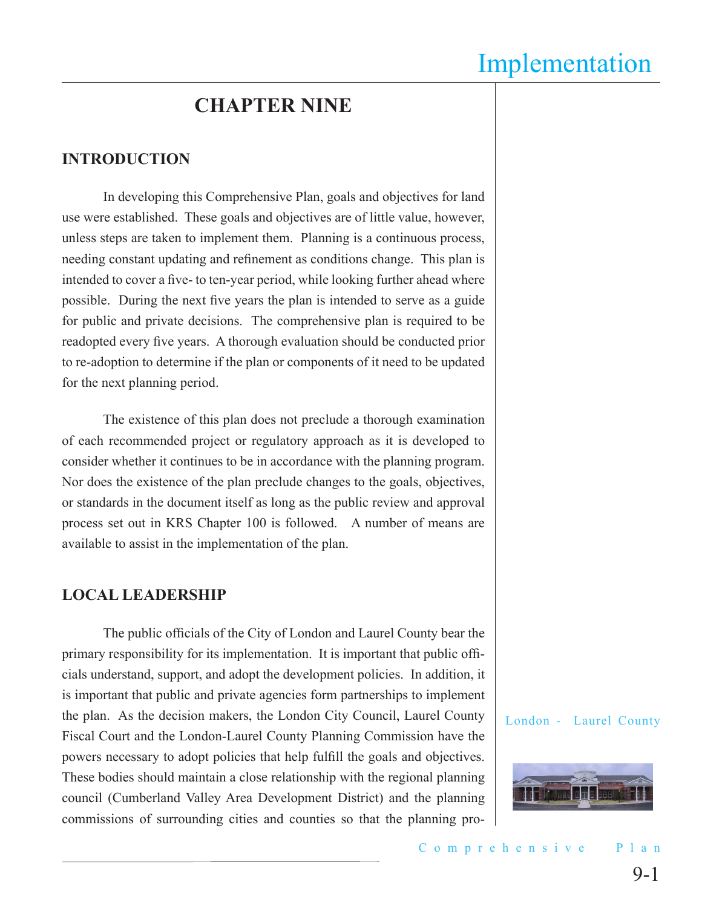# CHAPTER NINE

## INTRODUCTION

In developing this Comprehensive Plan, goals and objectives for land use were established. These goals and objectives are of little value, however, unless steps are taken to implement them. Planning is a continuous process, needing constant updating and refinement as conditions change. This plan is intended to cover a five- to ten-year period, while looking further ahead where possible. During the next five years the plan is intended to serve as a guide for public and private decisions. The comprehensive plan is required to be readopted every five years. A thorough evaluation should be conducted prior to re-adoption to determine if the plan or components of it need to be updated for the next planning period.

The existence of this plan does not preclude a thorough examination of each recommended project or regulatory approach as it is developed to consider whether it continues to be in accordance with the planning program. Nor does the existence of the plan preclude changes to the goals, objectives, or standards in the document itself as long as the public review and approval process set out in KRS Chapter 100 is followed. A number of means are available to assist in the implementation of the plan.

## LOCAL LEADERSHIP

The public officials of the City of London and Laurel County bear the primary responsibility for its implementation. It is important that public officials understand, support, and adopt the development policies. In addition, it is important that public and private agencies form partnerships to implement the plan. As the decision makers, the London City Council, Laurel County Fiscal Court and the London-Laurel County Planning Commission have the powers necessary to adopt policies that help fulfill the goals and objectives. These bodies should maintain a close relationship with the regional planning council (Cumberland Valley Area Development District) and the planning commissions of surrounding cities and counties so that the planning pro-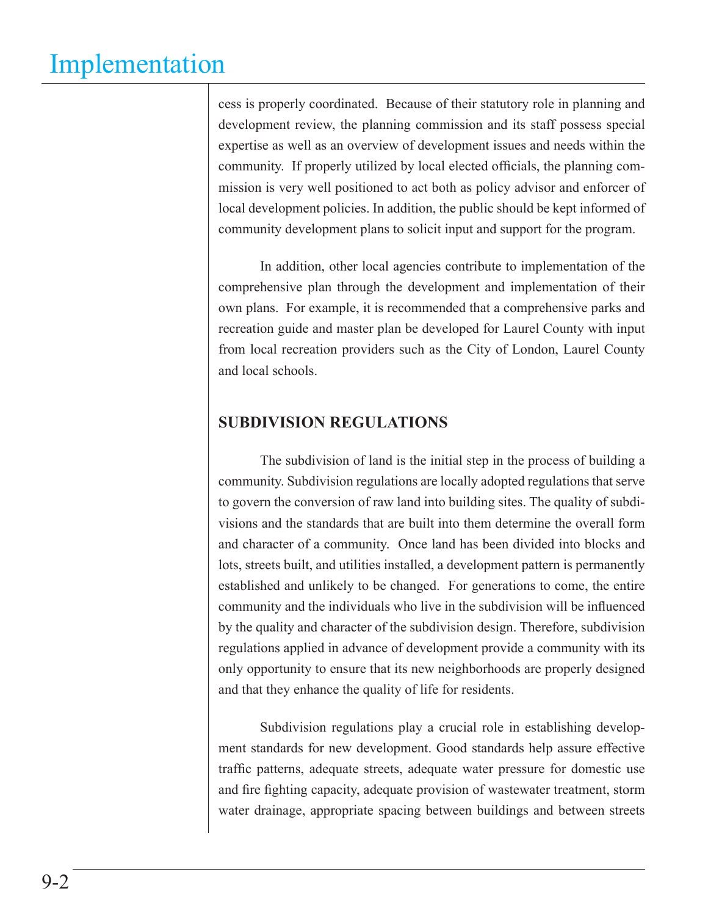cess is properly coordinated. Because of their statutory role in planning and development review, the planning commission and its staff possess special expertise as well as an overview of development issues and needs within the community. If properly utilized by local elected officials, the planning commission is very well positioned to act both as policy advisor and enforcer of local development policies. In addition, the public should be kept informed of community development plans to solicit input and support for the program.

In addition, other local agencies contribute to implementation of the comprehensive plan through the development and implementation of their own plans. For example, it is recommended that a comprehensive parks and recreation guide and master plan be developed for Laurel County with input from local recreation providers such as the City of London, Laurel County and local schools.

## SUBDIVISION REGULATIONS

The subdivision of land is the initial step in the process of building a community. Subdivision regulations are locally adopted regulations that serve to govern the conversion of raw land into building sites. The quality of subdivisions and the standards that are built into them determine the overall form and character of a community. Once land has been divided into blocks and lots, streets built, and utilities installed, a development pattern is permanently established and unlikely to be changed. For generations to come, the entire community and the individuals who live in the subdivision will be influenced by the quality and character of the subdivision design. Therefore, subdivision regulations applied in advance of development provide a community with its only opportunity to ensure that its new neighborhoods are properly designed and that they enhance the quality of life for residents.

Subdivision regulations play a crucial role in establishing development standards for new development. Good standards help assure effective traffic patterns, adequate streets, adequate water pressure for domestic use and fire fighting capacity, adequate provision of wastewater treatment, storm water drainage, appropriate spacing between buildings and between streets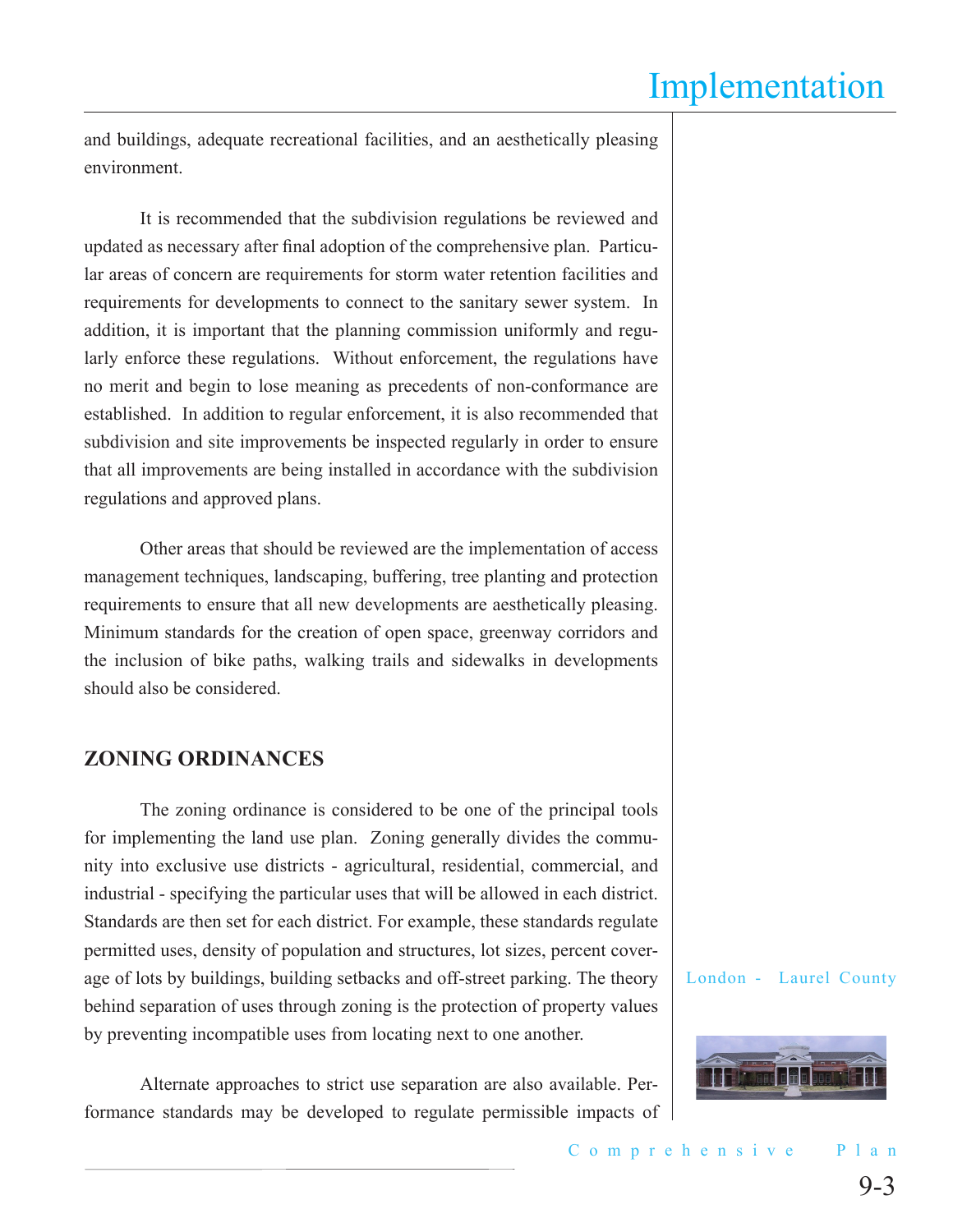and buildings, adequate recreational facilities, and an aesthetically pleasing environment.

It is recommended that the subdivision regulations be reviewed and updated as necessary after final adoption of the comprehensive plan. Particular areas of concern are requirements for storm water retention facilities and requirements for developments to connect to the sanitary sewer system. In addition, it is important that the planning commission uniformly and regularly enforce these regulations. Without enforcement, the regulations have no merit and begin to lose meaning as precedents of non-conformance are established. In addition to regular enforcement, it is also recommended that subdivision and site improvements be inspected regularly in order to ensure that all improvements are being installed in accordance with the subdivision regulations and approved plans.

Other areas that should be reviewed are the implementation of access management techniques, landscaping, buffering, tree planting and protection requirements to ensure that all new developments are aesthetically pleasing. Minimum standards for the creation of open space, greenway corridors and the inclusion of bike paths, walking trails and sidewalks in developments should also be considered.

## ZONING ORDINANCES

The zoning ordinance is considered to be one of the principal tools for implementing the land use plan. Zoning generally divides the community into exclusive use districts - agricultural, residential, commercial, and industrial - specifying the particular uses that will be allowed in each district. Standards are then set for each district. For example, these standards regulate permitted uses, density of population and structures, lot sizes, percent coverage of lots by buildings, building setbacks and off-street parking. The theory behind separation of uses through zoning is the protection of property values by preventing incompatible uses from locating next to one another.

Alternate approaches to strict use separation are also available. Performance standards may be developed to regulate permissible impacts of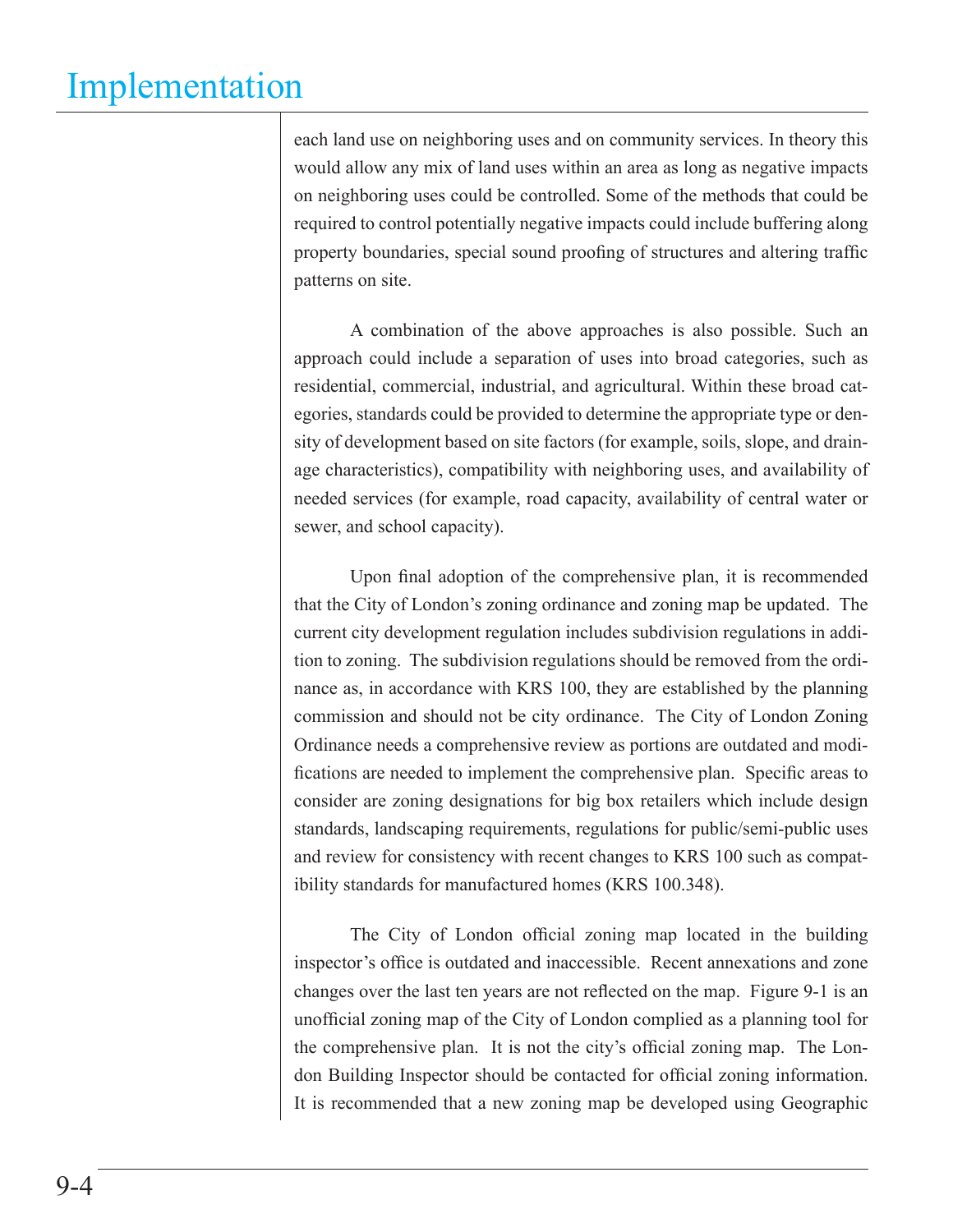each land use on neighboring uses and on community services. In theory this would allow any mix of land uses within an area as long as negative impacts on neighboring uses could be controlled. Some of the methods that could be required to control potentially negative impacts could include buffering along property boundaries, special sound proofing of structures and altering traffic patterns on site.

A combination of the above approaches is also possible. Such an approach could include a separation of uses into broad categories, such as residential, commercial, industrial, and agricultural. Within these broad categories, standards could be provided to determine the appropriate type or density of development based on site factors (for example, soils, slope, and drainage characteristics), compatibility with neighboring uses, and availability of needed services (for example, road capacity, availability of central water or sewer, and school capacity).

Upon final adoption of the comprehensive plan, it is recommended that the City of London's zoning ordinance and zoning map be updated. The current city development regulation includes subdivision regulations in addition to zoning. The subdivision regulations should be removed from the ordinance as, in accordance with KRS 100, they are established by the planning commission and should not be city ordinance. The City of London Zoning Ordinance needs a comprehensive review as portions are outdated and modifications are needed to implement the comprehensive plan. Specific areas to consider are zoning designations for big box retailers which include design standards, landscaping requirements, regulations for public/semi-public uses and review for consistency with recent changes to KRS 100 such as compatibility standards for manufactured homes (KRS 100.348).

The City of London official zoning map located in the building inspector's office is outdated and inaccessible. Recent annexations and zone changes over the last ten years are not reflected on the map. Figure 9-1 is an unofficial zoning map of the City of London complied as a planning tool for the comprehensive plan. It is not the city's official zoning map. The London Building Inspector should be contacted for official zoning information. It is recommended that a new zoning map be developed using Geographic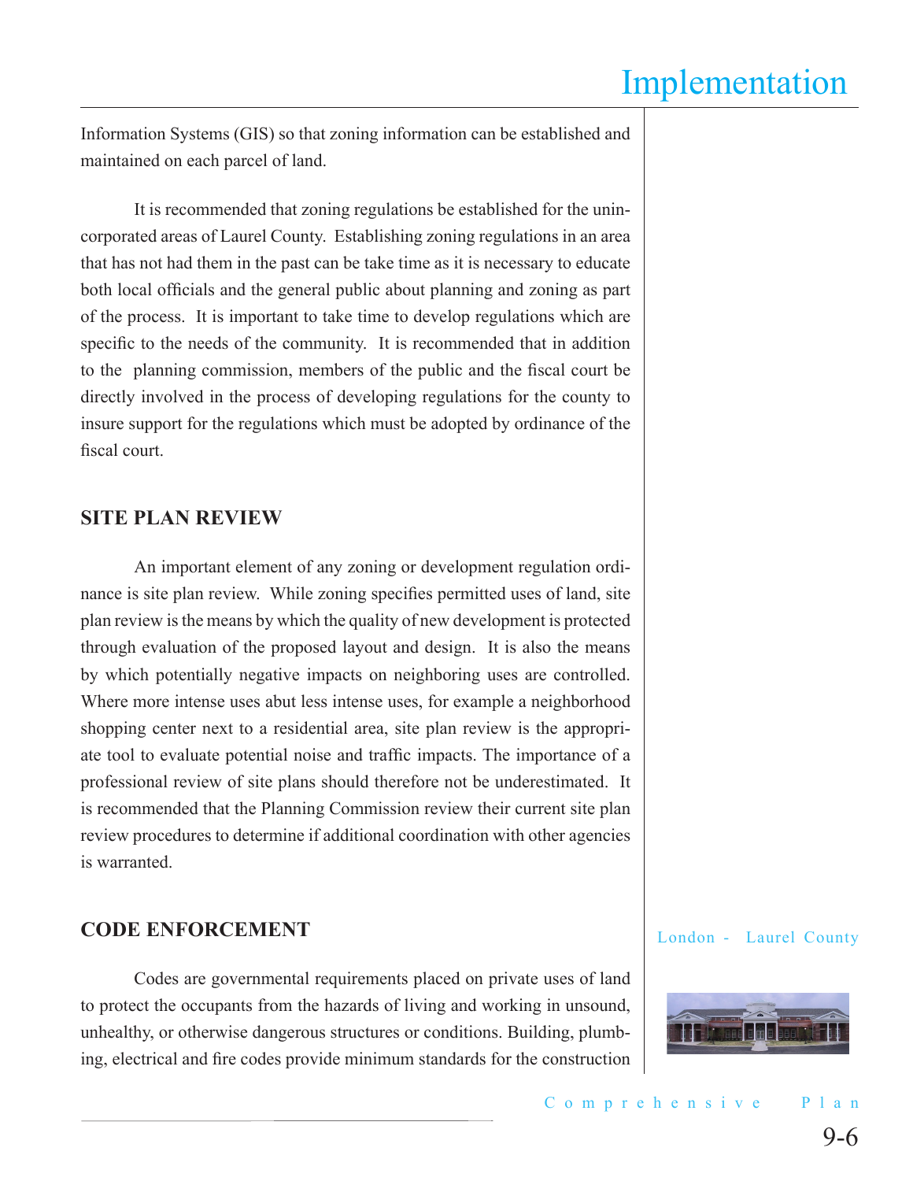Information Systems (GIS) so that zoning information can be established and maintained on each parcel of land.

It is recommended that zoning regulations be established for the unincorporated areas of Laurel County. Establishing zoning regulations in an area that has not had them in the past can be take time as it is necessary to educate both local officials and the general public about planning and zoning as part of the process. It is important to take time to develop regulations which are specific to the needs of the community. It is recommended that in addition to the planning commission, members of the public and the fiscal court be directly involved in the process of developing regulations for the county to insure support for the regulations which must be adopted by ordinance of the fiscal court.

## SITE PLAN REVIEW

An important element of any zoning or development regulation ordinance is site plan review. While zoning specifies permitted uses of land, site plan review is the means by which the quality of new development is protected through evaluation of the proposed layout and design. It is also the means by which potentially negative impacts on neighboring uses are controlled. Where more intense uses abut less intense uses, for example a neighborhood shopping center next to a residential area, site plan review is the appropriate tool to evaluate potential noise and traffic impacts. The importance of a professional review of site plans should therefore not be underestimated. It is recommended that the Planning Commission review their current site plan review procedures to determine if additional coordination with other agencies is warranted.

## CODE ENFORCEMENT

Codes are governmental requirements placed on private uses of land to protect the occupants from the hazards of living and working in unsound, unhealthy, or otherwise dangerous structures or conditions. Building, plumbing, electrical and fire codes provide minimum standards for the construction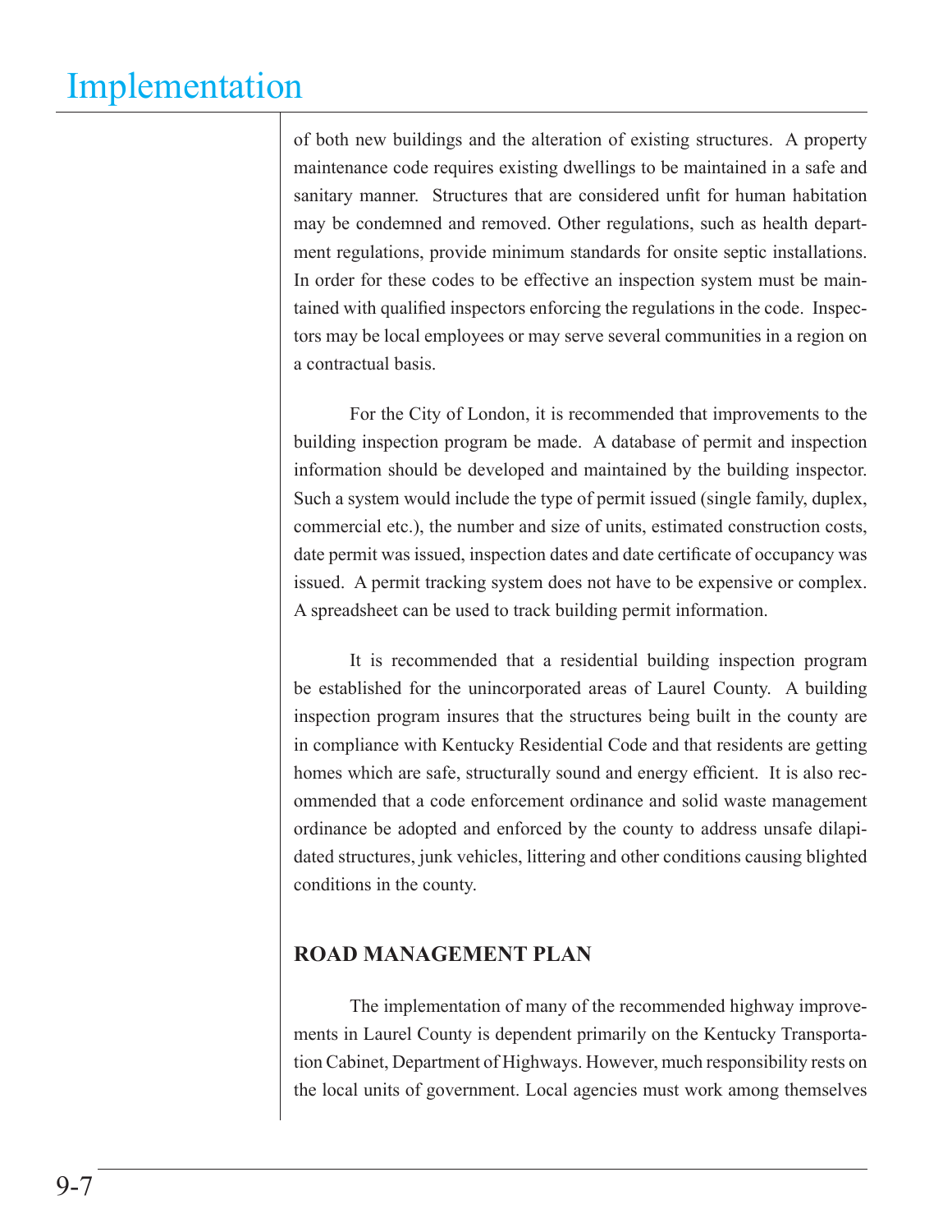of both new buildings and the alteration of existing structures. A property maintenance code requires existing dwellings to be maintained in a safe and sanitary manner. Structures that are considered unfit for human habitation may be condemned and removed. Other regulations, such as health department regulations, provide minimum standards for onsite septic installations. In order for these codes to be effective an inspection system must be maintained with qualified inspectors enforcing the regulations in the code. Inspectors may be local employees or may serve several communities in a region on a contractual basis.

For the City of London, it is recommended that improvements to the building inspection program be made. A database of permit and inspection information should be developed and maintained by the building inspector. Such a system would include the type of permit issued (single family, duplex, commercial etc.), the number and size of units, estimated construction costs, date permit was issued, inspection dates and date certificate of occupancy was issued. A permit tracking system does not have to be expensive or complex. A spreadsheet can be used to track building permit information.

It is recommended that a residential building inspection program be established for the unincorporated areas of Laurel County. A building inspection program insures that the structures being built in the county are in compliance with Kentucky Residential Code and that residents are getting homes which are safe, structurally sound and energy efficient. It is also recommended that a code enforcement ordinance and solid waste management ordinance be adopted and enforced by the county to address unsafe dilapidated structures, junk vehicles, littering and other conditions causing blighted conditions in the county.

## ROAD MANAGEMENT PLAN

The implementation of many of the recommended highway improvements in Laurel County is dependent primarily on the Kentucky Transportation Cabinet, Department of Highways. However, much responsibility rests on the local units of government. Local agencies must work among themselves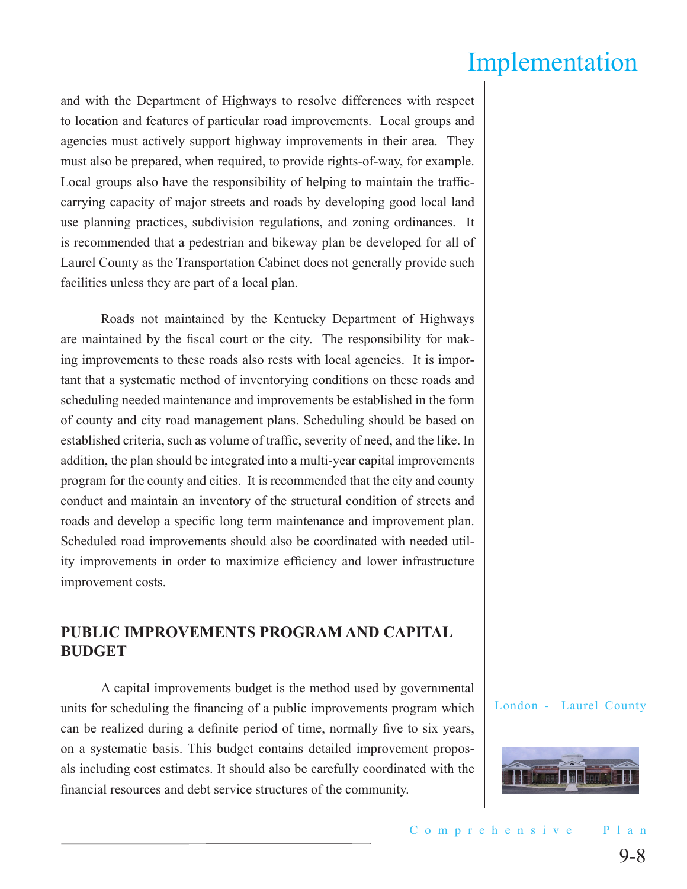and with the Department of Highways to resolve differences with respect to location and features of particular road improvements. Local groups and agencies must actively support highway improvements in their area. They must also be prepared, when required, to provide rights-of-way, for example. Local groups also have the responsibility of helping to maintain the traffic-carrying capacity of major streets and roads by developing good local land use planning practices, subdivision regulations, and zoning ordinances. It is recommended that a pedestrian and bikeway plan be developed for all of Laurel County as the Transportation Cabinet does not generally provide such facilities unless they are part of a local plan.

Roads not maintained by the Kentucky Department of Highways are maintained by the fiscal court or the city. The responsibility for making improvements to these roads also rests with local agencies. It is important that a systematic method of inventorying conditions on these roads and scheduling needed maintenance and improvements be established in the form of county and city road management plans. Scheduling should be based on established criteria, such as volume of traffic, severity of need, and the like. In addition, the plan should be integrated into a multi-year capital improvements program for the county and cities. It is recommended that the city and county conduct and maintain an inventory of the structural condition of streets and roads and develop a specific long term maintenance and improvement plan. Scheduled road improvements should also be coordinated with needed utility improvements in order to maximize efficiency and lower infrastructure improvement costs.

## PUBLIC IMPROVEMENTS PROGRAM AND CAPITAL BUDGET

A capital improvements budget is the method used by governmental units for scheduling the financing of a public improvements program which can be realized during a definite period of time, normally five to six years, on a systematic basis. This budget contains detailed improvement proposals including cost estimates. It should also be carefully coordinated with the financial resources and debt service structures of the community.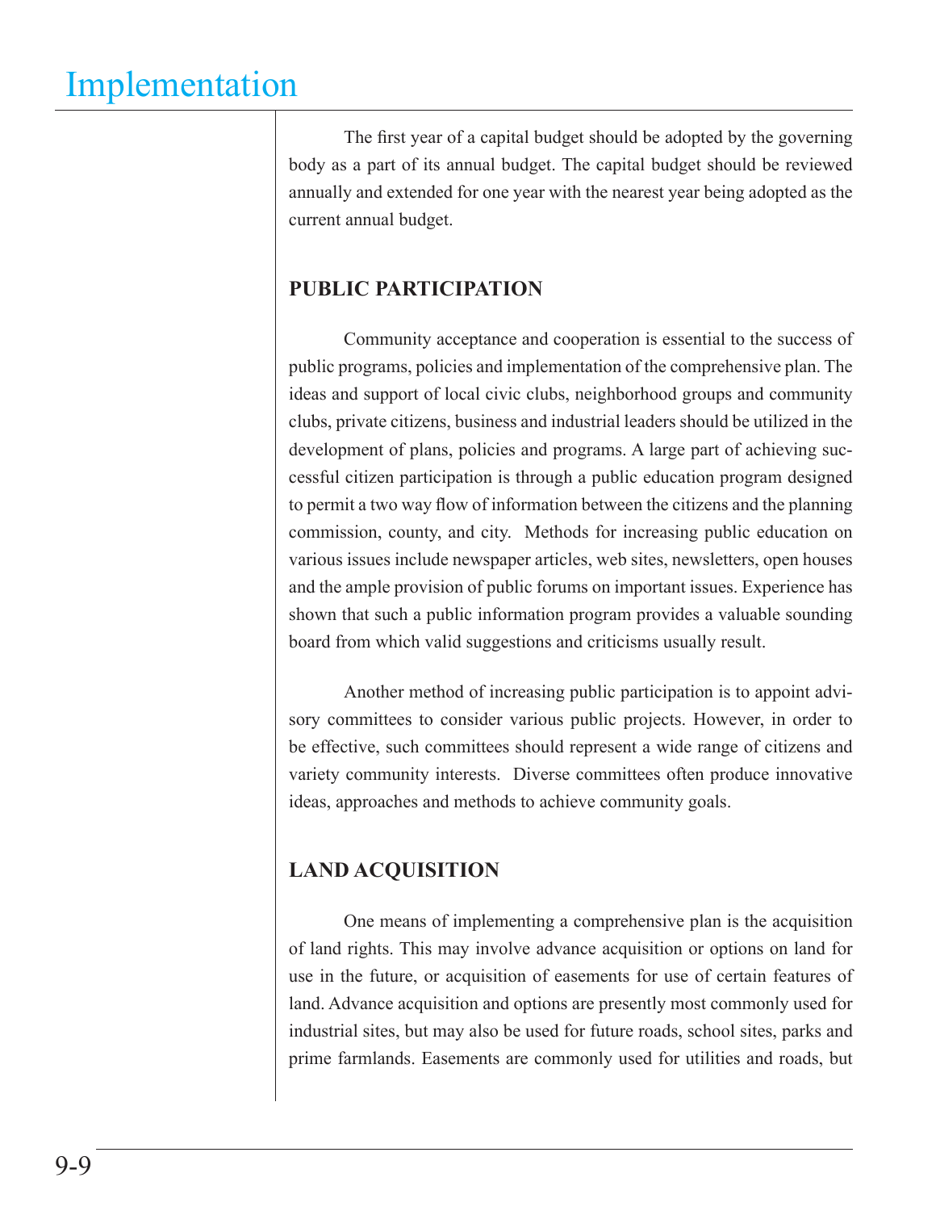The first year of a capital budget should be adopted by the governing body as a part of its annual budget. The capital budget should be reviewed annually and extended for one year with the nearest year being adopted as the current annual budget.

## PUBLIC PARTICIPATION

Community acceptance and cooperation is essential to the success of public programs, policies and implementation of the comprehensive plan. The ideas and support of local civic clubs, neighborhood groups and community clubs, private citizens, business and industrial leaders should be utilized in the development of plans, policies and programs. A large part of achieving successful citizen participation is through a public education program designed to permit a two way flow of information between the citizens and the planning commission, county, and city. Methods for increasing public education on various issues include newspaper articles, web sites, newsletters, open houses and the ample provision of public forums on important issues. Experience has shown that such a public information program provides a valuable sounding board from which valid suggestions and criticisms usually result.

Another method of increasing public participation is to appoint advisory committees to consider various public projects. However, in order to be effective, such committees should represent a wide range of citizens and variety community interests. Diverse committees often produce innovative ideas, approaches and methods to achieve community goals.

## LAND ACQUISITION

One means of implementing a comprehensive plan is the acquisition of land rights. This may involve advance acquisition or options on land for use in the future, or acquisition of easements for use of certain features of land. Advance acquisition and options are presently most commonly used for industrial sites, but may also be used for future roads, school sites, parks and prime farmlands. Easements are commonly used for utilities and roads, but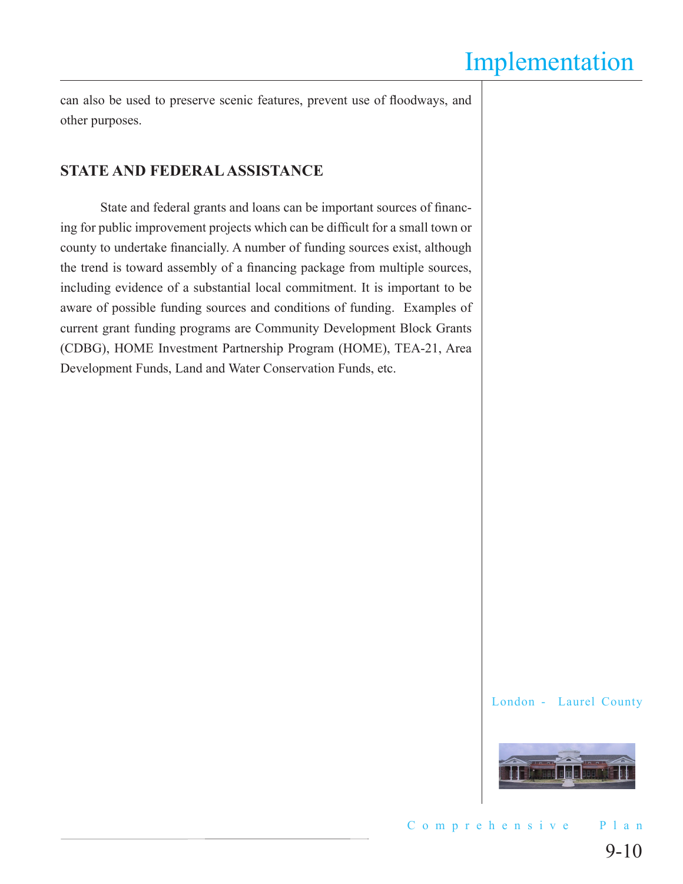can also be used to preserve scenic features, prevent use of floodways, and other purposes.

## STATE AND FEDERAL ASSISTANCE

State and federal grants and loans can be important sources of financing for public improvement projects which can be difficult for a small town or county to undertake financially. A number of funding sources exist, although the trend is toward assembly of a financing package from multiple sources, including evidence of a substantial local commitment. It is important to be aware of possible funding sources and conditions of funding. Examples of current grant funding programs are Community Development Block Grants (CDBG), HOME Investment Partnership Program (HOME), TEA-21, Area Development Funds, Land and Water Conservation Funds, etc.